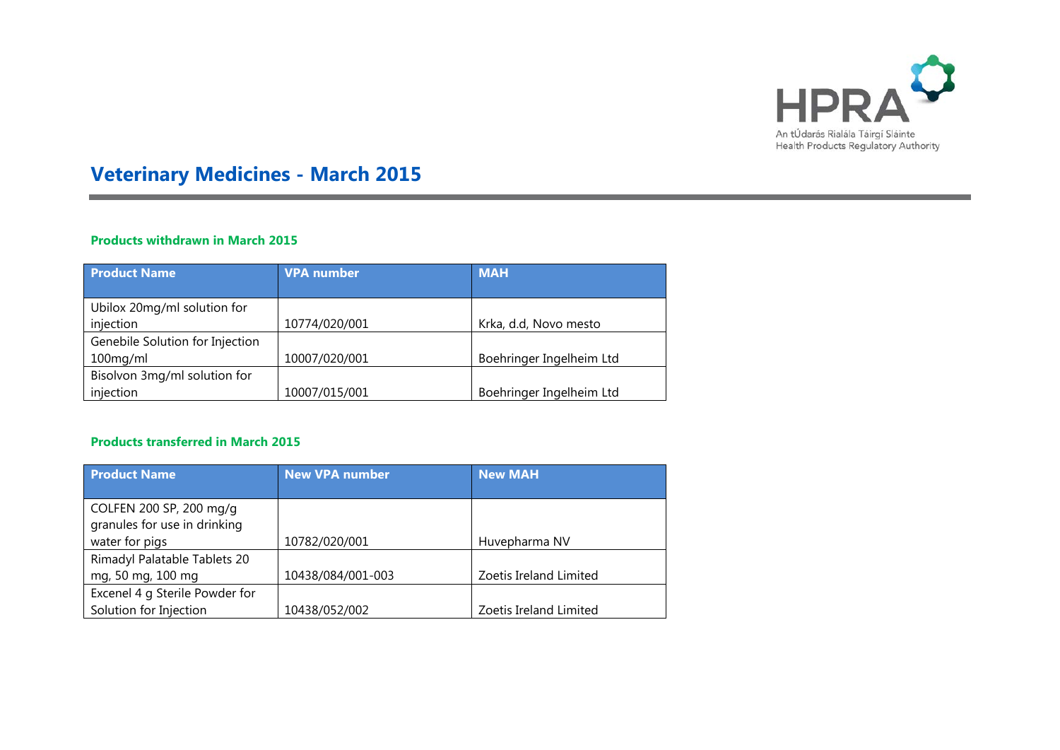# Veterinary Medicines - March 2015

### Products withdrawn in March 2015

| Product Name | VPA number | MAH |
| --- | --- | --- |
| Ubilox 20mg/ml solution for injection | 10774/020/001 | Krka, d.d, Novo mesto |
| Genebile Solution for Injection 100mg/ml | 10007/020/001 | Boehringer Ingelheim Ltd |
| Bisolvon 3mg/ml solution for injection | 10007/015/001 | Boehringer Ingelheim Ltd |

### Products transferred in March 2015

| Product Name | New VPA number | New MAH |
| --- | --- | --- |
| COLFEN 200 SP, 200 mg/g granules for use in drinking water for pigs | 10782/020/001 | Huvepharma NV |
| Rimadyl Palatable Tablets 20 mg, 50 mg, 100 mg | 10438/084/001-003 | Zoetis Ireland Limited |
| Excenel 4 g Sterile Powder for Solution for Injection | 10438/052/002 | Zoetis Ireland Limited |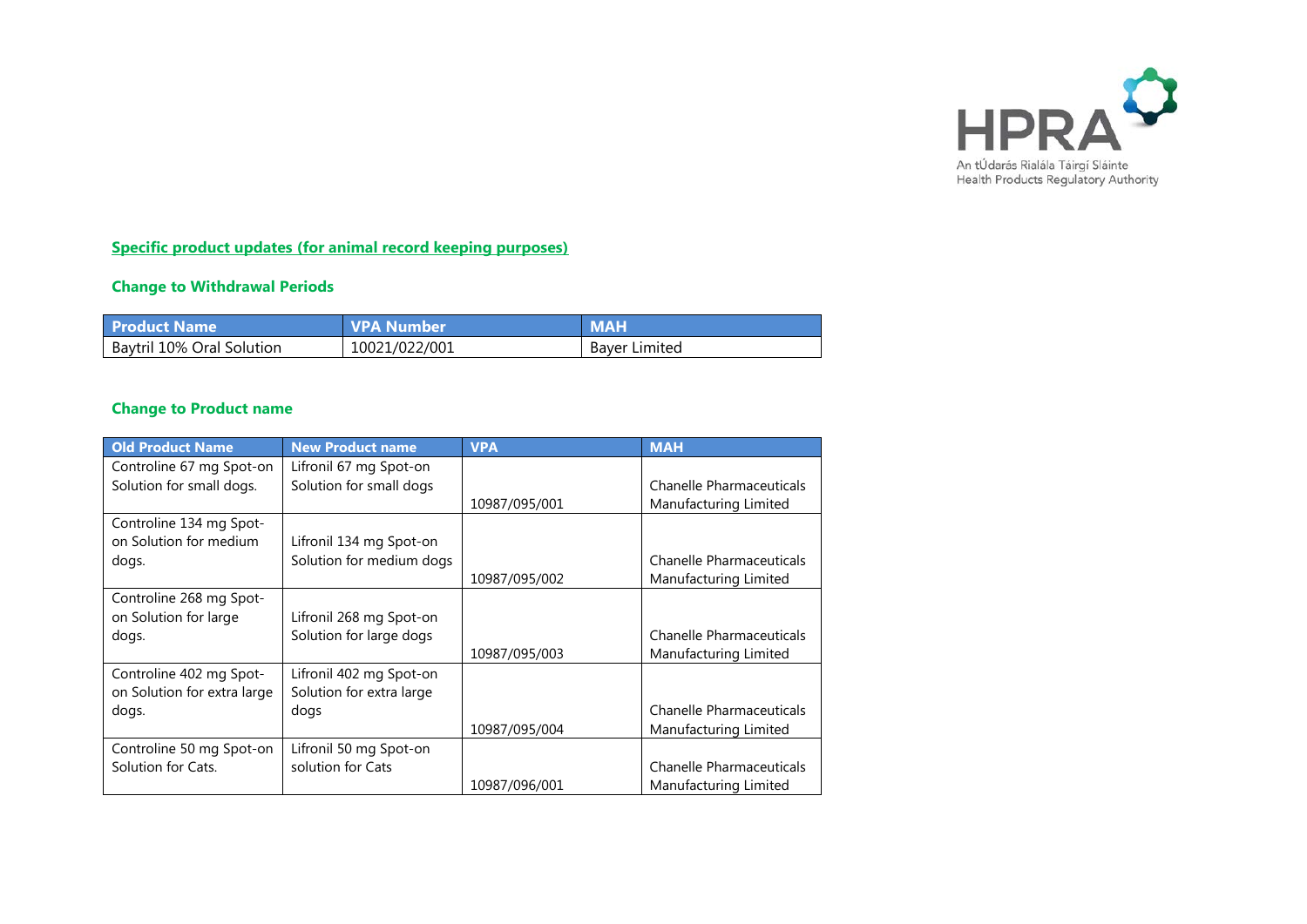## Specific product updates (for animal record keeping purposes)

### Change to Withdrawal Periods

| Product Name | VPA Number | MAH |
|---|---|---|
| Baytril 10% Oral Solution | 10021/022/001 | Bayer Limited |

### Change to Product name

| Old Product Name | New Product name | VPA | MAH |
|---|---|---|---|
| Controline 67 mg Spot-on Solution for small dogs. | Lifronil 67 mg Spot-on Solution for small dogs | 10987/095/001 | Chanelle Pharmaceuticals Manufacturing Limited |
| Controline 134 mg Spot-on Solution for medium dogs. | Lifronil 134 mg Spot-on Solution for medium dogs | 10987/095/002 | Chanelle Pharmaceuticals Manufacturing Limited |
| Controline 268 mg Spot-on Solution for large dogs. | Lifronil 268 mg Spot-on Solution for large dogs | 10987/095/003 | Chanelle Pharmaceuticals Manufacturing Limited |
| Controline 402 mg Spot-on Solution for extra large dogs. | Lifronil 402 mg Spot-on Solution for extra large dogs | 10987/095/004 | Chanelle Pharmaceuticals Manufacturing Limited |
| Controline 50 mg Spot-on Solution for Cats. | Lifronil 50 mg Spot-on solution for Cats | 10987/096/001 | Chanelle Pharmaceuticals Manufacturing Limited |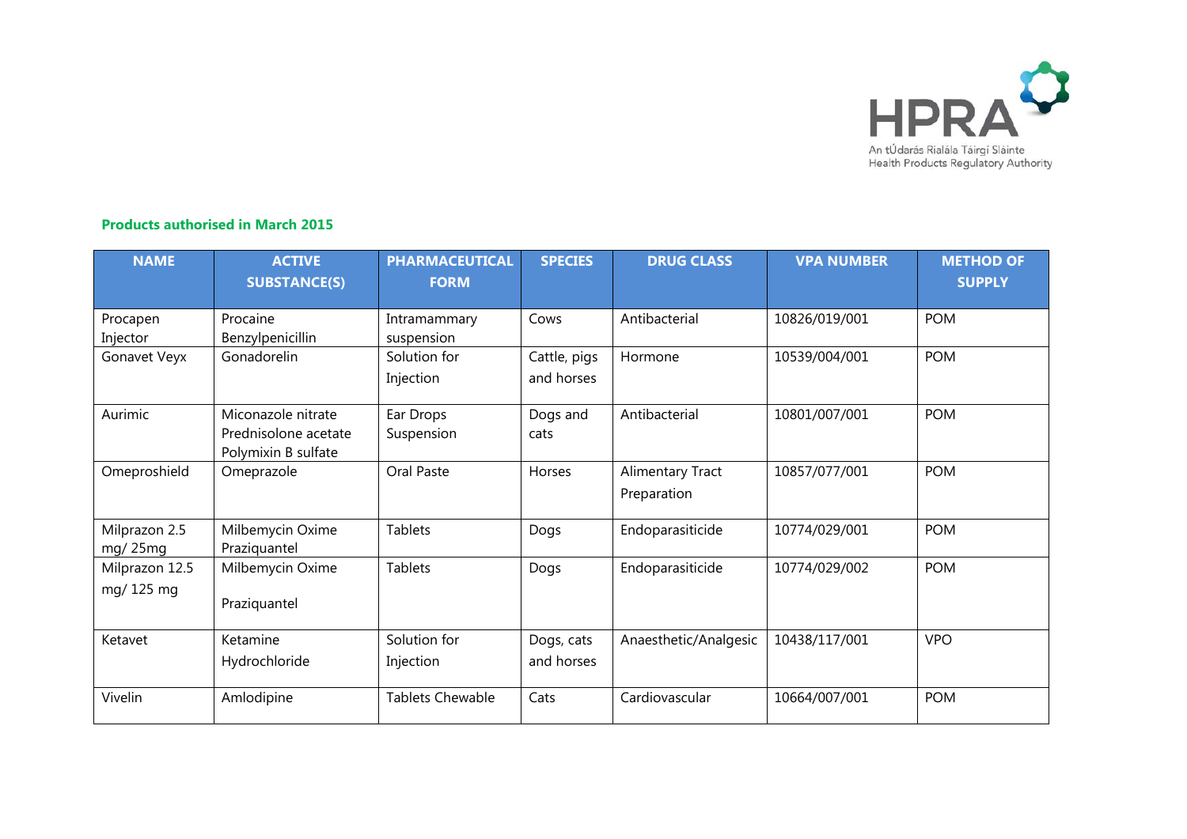**Products authorised in March 2015**

| NAME | ACTIVE SUBSTANCE(S) | PHARMACEUTICAL FORM | SPECIES | DRUG CLASS | VPA NUMBER | METHOD OF SUPPLY |
|---|---|---|---|---|---|---|
| Procapen Injector | Procaine Benzylpenicillin | Intramammary suspension | Cows | Antibacterial | 10826/019/001 | POM |
| Gonavet Veyx | Gonadorelin | Solution for Injection | Cattle, pigs and horses | Hormone | 10539/004/001 | POM |
| Aurimic | Miconazole nitrate Prednisolone acetate Polymixin B sulfate | Ear Drops Suspension | Dogs and cats | Antibacterial | 10801/007/001 | POM |
| Omeproshield | Omeprazole | Oral Paste | Horses | Alimentary Tract Preparation | 10857/077/001 | POM |
| Milprazon 2.5 mg/ 25mg | Milbemycin Oxime Praziquantel | Tablets | Dogs | Endoparasiticide | 10774/029/001 | POM |
| Milprazon 12.5 mg/ 125 mg | Milbemycin Oxime Praziquantel | Tablets | Dogs | Endoparasiticide | 10774/029/002 | POM |
| Ketavet | Ketamine Hydrochloride | Solution for Injection | Dogs, cats and horses | Anaesthetic/Analgesic | 10438/117/001 | VPO |
| Vivelin | Amlodipine | Tablets Chewable | Cats | Cardiovascular | 10664/007/001 | POM |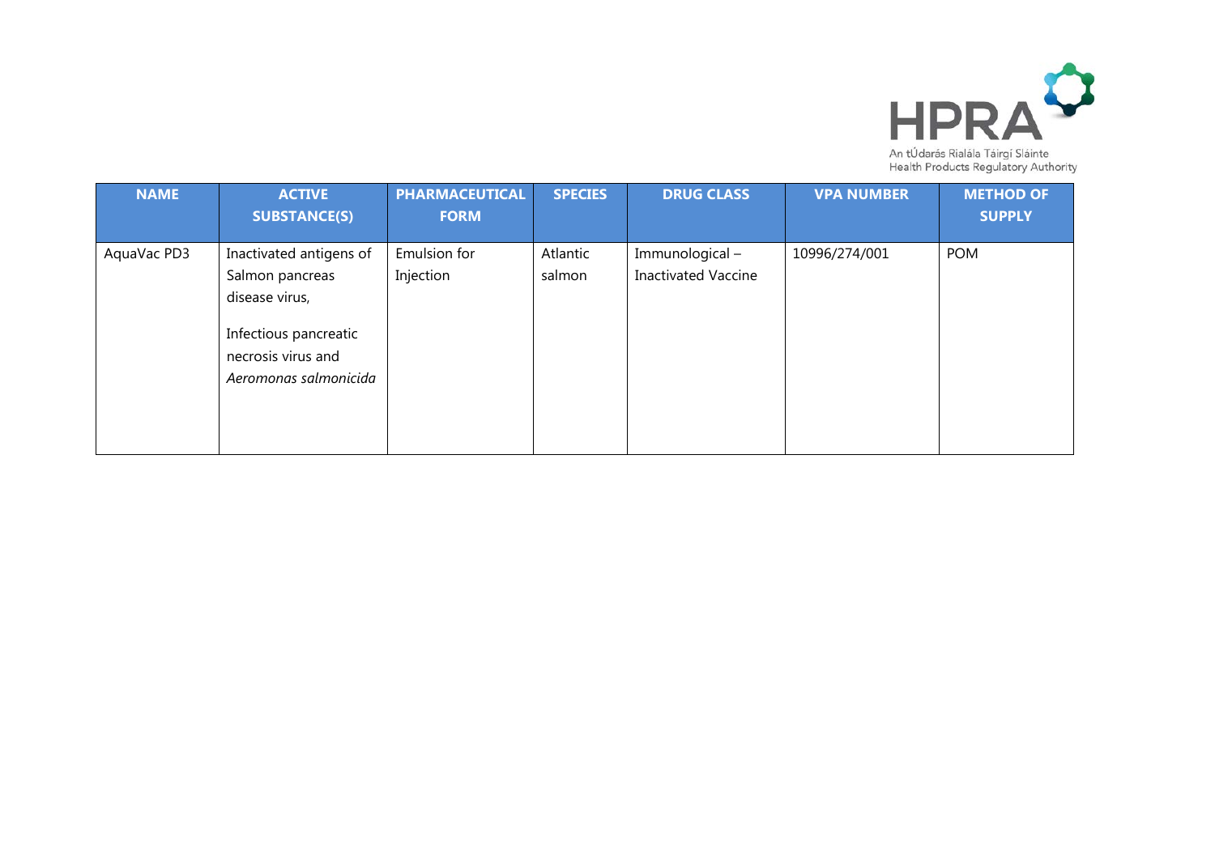| NAME | ACTIVE SUBSTANCE(S) | PHARMACEUTICAL FORM | SPECIES | DRUG CLASS | VPA NUMBER | METHOD OF SUPPLY |
|---|---|---|---|---|---|---|
| AquaVac PD3 | Inactivated antigens of Salmon pancreas disease virus, Infectious pancreatic necrosis virus and *Aeromonas salmonicida* | Emulsion for Injection | Atlantic salmon | Immunological – Inactivated Vaccine | 10996/274/001 | POM |